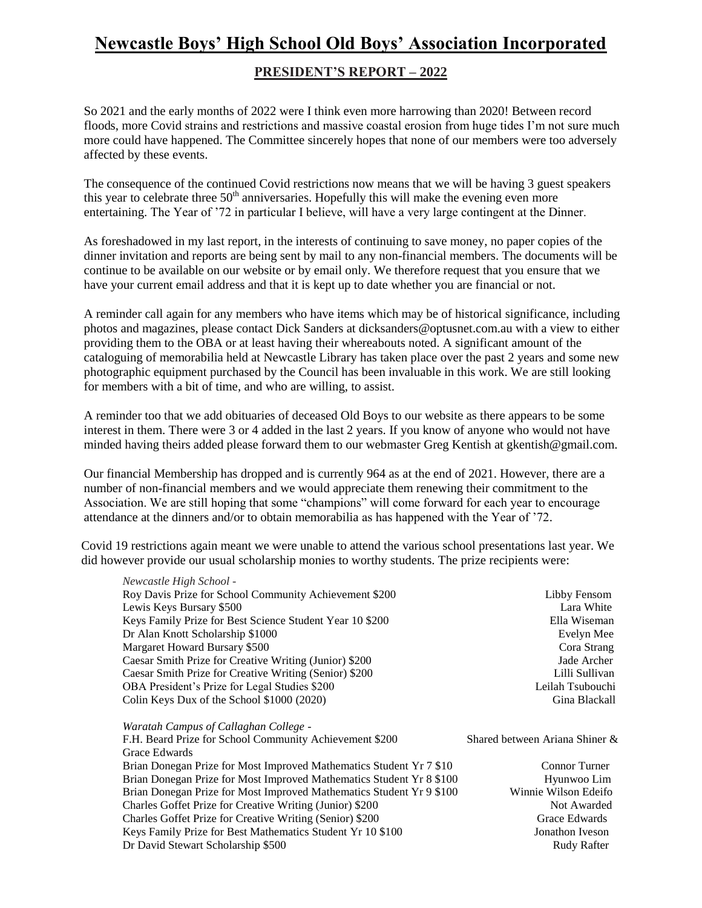# Newcastle Boys' High School Old Boys' Association Incorporated

## PRESIDENT'S REPORT – 2022

So 2021 and the early months of 2022 were I think even more harrowing than 2020! Between record floods, more Covid strains and restrictions and massive coastal erosion from huge tides I'm not sure much more could have happened. The Committee sincerely hopes that none of our members were too adversely affected by these events.

The consequence of the continued Covid restrictions now means that we will be having 3 guest speakers this year to celebrate three 50th anniversaries. Hopefully this will make the evening even more entertaining. The Year of '72 in particular I believe, will have a very large contingent at the Dinner.

As foreshadowed in my last report, in the interests of continuing to save money, no paper copies of the dinner invitation and reports are being sent by mail to any non-financial members. The documents will be continue to be available on our website or by email only. We therefore request that you ensure that we have your current email address and that it is kept up to date whether you are financial or not.

A reminder call again for any members who have items which may be of historical significance, including photos and magazines, please contact Dick Sanders at dicksanders@optusnet.com.au with a view to either providing them to the OBA or at least having their whereabouts noted. A significant amount of the cataloguing of memorabilia held at Newcastle Library has taken place over the past 2 years and some new photographic equipment purchased by the Council has been invaluable in this work. We are still looking for members with a bit of time, and who are willing, to assist.

A reminder too that we add obituaries of deceased Old Boys to our website as there appears to be some interest in them. There were 3 or 4 added in the last 2 years. If you know of anyone who would not have minded having theirs added please forward them to our webmaster Greg Kentish at gkentish@gmail.com.

Our financial Membership has dropped and is currently 964 as at the end of 2021. However, there are a number of non-financial members and we would appreciate them renewing their commitment to the Association. We are still hoping that some "champions" will come forward for each year to encourage attendance at the dinners and/or to obtain memorabilia as has happened with the Year of '72.

Covid 19 restrictions again meant we were unable to attend the various school presentations last year. We did however provide our usual scholarship monies to worthy students. The prize recipients were:

*Newcastle High School -*

| | |
|---|---|
| Roy Davis Prize for School Community Achievement $200 | Libby Fensom |
| Lewis Keys Bursary $500 | Lara White |
| Keys Family Prize for Best Science Student Year 10 $200 | Ella Wiseman |
| Dr Alan Knott Scholarship $1000 | Evelyn Mee |
| Margaret Howard Bursary $500 | Cora Strang |
| Caesar Smith Prize for Creative Writing (Junior) $200 | Jade Archer |
| Caesar Smith Prize for Creative Writing (Senior) $200 | Lilli Sullivan |
| OBA President's Prize for Legal Studies $200 | Leilah Tsubouchi |
| Colin Keys Dux of the School $1000 (2020) | Gina Blackall |

*Waratah Campus of Callaghan College -*

| | |
|---|---|
| F.H. Beard Prize for School Community Achievement $200 | Shared between Ariana Shiner & Grace Edwards |
| Brian Donegan Prize for Most Improved Mathematics Student Yr 7 $10 | Connor Turner |
| Brian Donegan Prize for Most Improved Mathematics Student Yr 8 $100 | Hyunwoo Lim |
| Brian Donegan Prize for Most Improved Mathematics Student Yr 9 $100 | Winnie Wilson Edeifo |
| Charles Goffet Prize for Creative Writing (Junior) $200 | Not Awarded |
| Charles Goffet Prize for Creative Writing (Senior) $200 | Grace Edwards |
| Keys Family Prize for Best Mathematics Student Yr 10 $100 | Jonathon Iveson |
| Dr David Stewart Scholarship $500 | Rudy Rafter |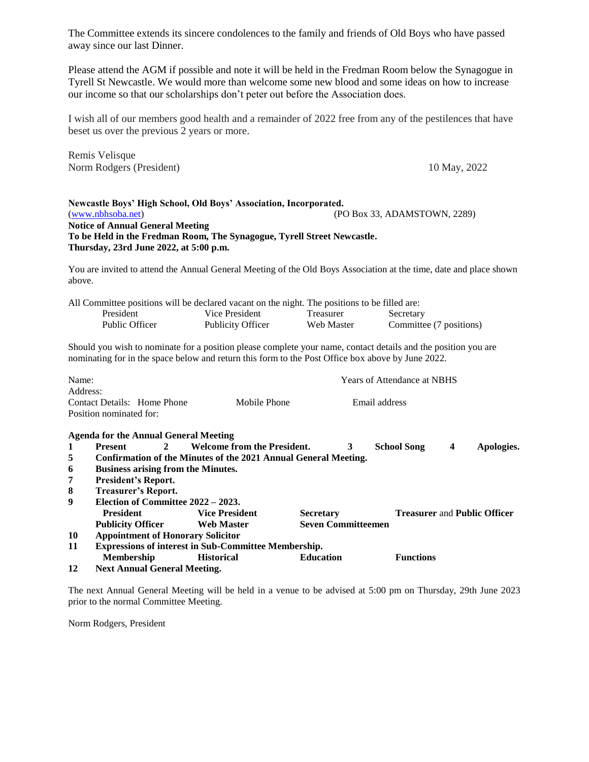The Committee extends its sincere condolences to the family and friends of Old Boys who have passed away since our last Dinner.

Please attend the AGM if possible and note it will be held in the Fredman Room below the Synagogue in Tyrell St Newcastle. We would more than welcome some new blood and some ideas on how to increase our income so that our scholarships don't peter out before the Association does.

I wish all of our members good health and a remainder of 2022 free from any of the pestilences that have beset us over the previous 2 years or more.

Remis Velisque
Norm Rodgers (President) 10 May, 2022

**Newcastle Boys' High School, Old Boys' Association, Incorporated.**
(www.nbhsoba.net) (PO Box 33, ADAMSTOWN, 2289)
**Notice of Annual General Meeting**
**To be Held in the Fredman Room, The Synagogue, Tyrell Street Newcastle.**
**Thursday, 23rd June 2022, at 5:00 p.m.**

You are invited to attend the Annual General Meeting of the Old Boys Association at the time, date and place shown above.

All Committee positions will be declared vacant on the night. The positions to be filled are:

| | | | |
|---|---|---|---|
| President | Vice President | Treasurer | Secretary |
| Public Officer | Publicity Officer | Web Master | Committee (7 positions) |

Should you wish to nominate for a position please complete your name, contact details and the position you are nominating for in the space below and return this form to the Post Office box above by June 2022.

Name: Years of Attendance at NBHS
Address:
Contact Details: Home Phone Mobile Phone Email address
Position nominated for:

**Agenda for the Annual General Meeting**

1 **Present** 2 **Welcome from the President.** 3 **School Song** 4 **Apologies.**
5 **Confirmation of the Minutes of the 2021 Annual General Meeting.**
6 **Business arising from the Minutes.**
7 **President's Report.**
8 **Treasurer's Report.**
9 **Election of Committee 2022 – 2023.**
**President** **Vice President** **Secretary** **Treasurer** and **Public Officer**
**Publicity Officer** **Web Master** **Seven Committeemen**
10 **Appointment of Honorary Solicitor**
11 **Expressions of interest in Sub-Committee Membership.**
**Membership** **Historical** **Education** **Functions**
12 **Next Annual General Meeting.**

The next Annual General Meeting will be held in a venue to be advised at 5:00 pm on Thursday, 29th June 2023 prior to the normal Committee Meeting.

Norm Rodgers, President